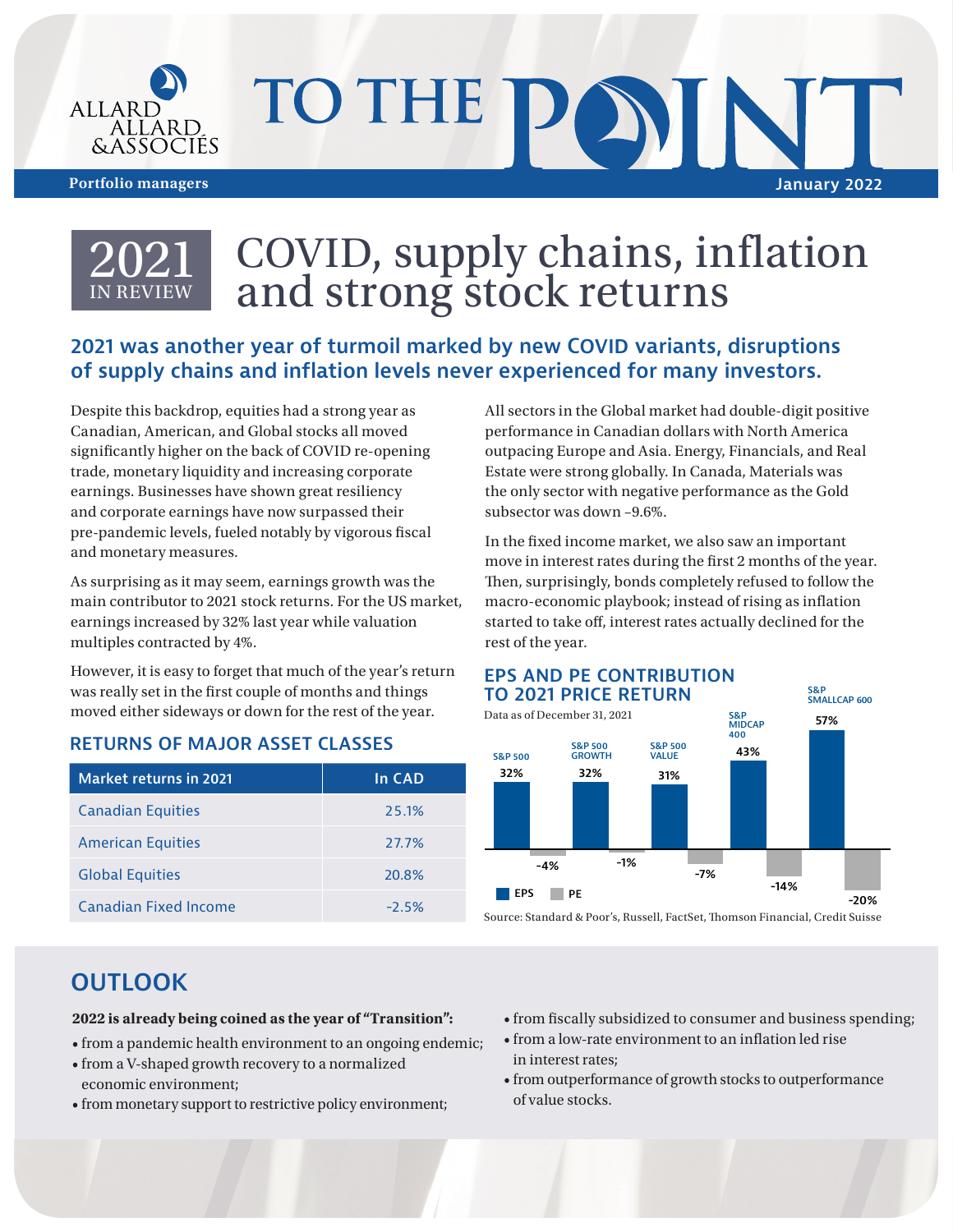# TO THE POINT

ALLARD ALLARD &ASSOCIÉS

Portfolio managers

January 2022

## 2021 IN REVIEW — COVID, supply chains, inflation and strong stock returns

### 2021 was another year of turmoil marked by new COVID variants, disruptions of supply chains and inflation levels never experienced for many investors.

Despite this backdrop, equities had a strong year as Canadian, American, and Global stocks all moved significantly higher on the back of COVID re-opening trade, monetary liquidity and increasing corporate earnings. Businesses have shown great resiliency and corporate earnings have now surpassed their pre-pandemic levels, fueled notably by vigorous fiscal and monetary measures.

As surprising as it may seem, earnings growth was the main contributor to 2021 stock returns. For the US market, earnings increased by 32% last year while valuation multiples contracted by 4%.

However, it is easy to forget that much of the year's return was really set in the first couple of months and things moved either sideways or down for the rest of the year.

### RETURNS OF MAJOR ASSET CLASSES

| Market returns in 2021 | In CAD |
|---|---|
| Canadian Equities | 25.1% |
| American Equities | 27.7% |
| Global Equities | 20.8% |
| Canadian Fixed Income | -2.5% |

All sectors in the Global market had double-digit positive performance in Canadian dollars with North America outpacing Europe and Asia. Energy, Financials, and Real Estate were strong globally. In Canada, Materials was the only sector with negative performance as the Gold subsector was down –9.6%.

In the fixed income market, we also saw an important move in interest rates during the first 2 months of the year. Then, surprisingly, bonds completely refused to follow the macro-economic playbook; instead of rising as inflation started to take off, interest rates actually declined for the rest of the year.

### EPS AND PE CONTRIBUTION TO 2021 PRICE RETURN

Data as of December 31, 2021

| | EPS | PE |
|---|---|---|
| S&P 500 | 32% | -4% |
| S&P 500 GROWTH | 32% | -1% |
| S&P 500 VALUE | 31% | -7% |
| S&P MIDCAP 400 | 43% | -14% |
| S&P SMALLCAP 600 | 57% | -20% |

Source: Standard & Poor's, Russell, FactSet, Thomson Financial, Credit Suisse

## OUTLOOK

**2022 is already being coined as the year of "Transition":**

- from a pandemic health environment to an ongoing endemic;
- from a V-shaped growth recovery to a normalized economic environment;
- from monetary support to restrictive policy environment;
- from fiscally subsidized to consumer and business spending;
- from a low-rate environment to an inflation led rise in interest rates;
- from outperformance of growth stocks to outperformance of value stocks.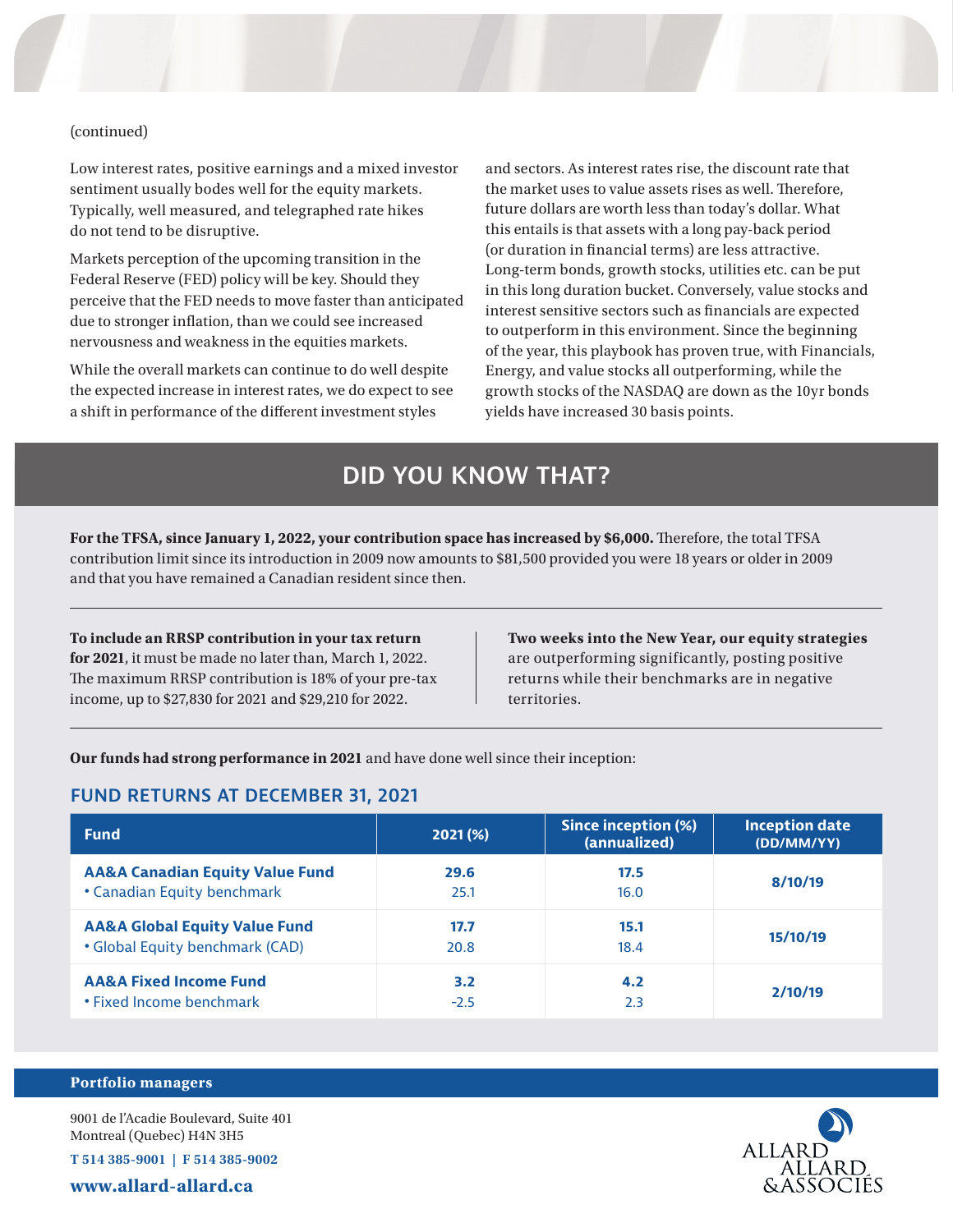(continued)

Low interest rates, positive earnings and a mixed investor sentiment usually bodes well for the equity markets. Typically, well measured, and telegraphed rate hikes do not tend to be disruptive.

Markets perception of the upcoming transition in the Federal Reserve (FED) policy will be key. Should they perceive that the FED needs to move faster than anticipated due to stronger inflation, than we could see increased nervousness and weakness in the equities markets.

While the overall markets can continue to do well despite the expected increase in interest rates, we do expect to see a shift in performance of the different investment styles and sectors. As interest rates rise, the discount rate that the market uses to value assets rises as well. Therefore, future dollars are worth less than today's dollar. What this entails is that assets with a long pay-back period (or duration in financial terms) are less attractive. Long-term bonds, growth stocks, utilities etc. can be put in this long duration bucket. Conversely, value stocks and interest sensitive sectors such as financials are expected to outperform in this environment. Since the beginning of the year, this playbook has proven true, with Financials, Energy, and value stocks all outperforming, while the growth stocks of the NASDAQ are down as the 10yr bonds yields have increased 30 basis points.

## DID YOU KNOW THAT?

**For the TFSA, since January 1, 2022, your contribution space has increased by $6,000.** Therefore, the total TFSA contribution limit since its introduction in 2009 now amounts to $81,500 provided you were 18 years or older in 2009 and that you have remained a Canadian resident since then.

**To include an RRSP contribution in your tax return for 2021**, it must be made no later than, March 1, 2022. The maximum RRSP contribution is 18% of your pre-tax income, up to $27,830 for 2021 and $29,210 for 2022.

**Two weeks into the New Year, our equity strategies** are outperforming significantly, posting positive returns while their benchmarks are in negative territories.

**Our funds had strong performance in 2021** and have done well since their inception:

### FUND RETURNS AT DECEMBER 31, 2021

| Fund | 2021 (%) | Since inception (%) (annualized) | Inception date (DD/MM/YY) |
|---|---|---|---|
| **AA&A Canadian Equity Value Fund** | **29.6** | **17.5** | **8/10/19** |
| • Canadian Equity benchmark | 25.1 | 16.0 | |
| **AA&A Global Equity Value Fund** | **17.7** | **15.1** | **15/10/19** |
| • Global Equity benchmark (CAD) | 20.8 | 18.4 | |
| **AA&A Fixed Income Fund** | **3.2** | **4.2** | **2/10/19** |
| • Fixed Income benchmark | -2.5 | 2.3 | |

**Portfolio managers**

9001 de l'Acadie Boulevard, Suite 401
Montreal (Quebec) H4N 3H5

**T 514 385-9001 | F 514 385-9002**

**www.allard-allard.ca**

ALLARD ALLARD &ASSOCIÉS